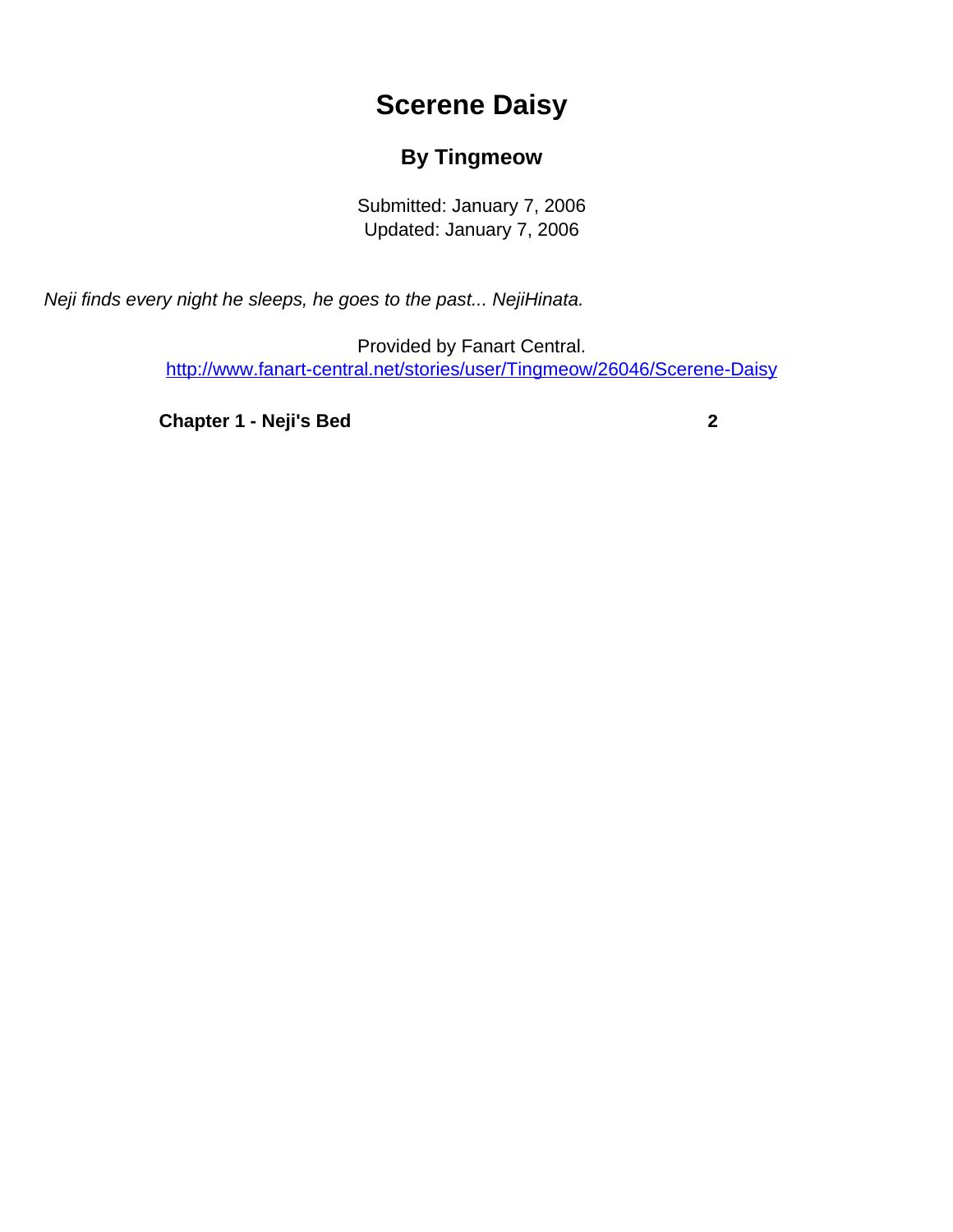# Scerene Daisy

## By Tingmeow

Submitted: January 7, 2006
Updated: January 7, 2006

*Neji finds every night he sleeps, he goes to the past... NejiHinata.*

Provided by Fanart Central.
http://www.fanart-central.net/stories/user/Tingmeow/26046/Scerene-Daisy

**Chapter 1 - Neji's Bed** **2**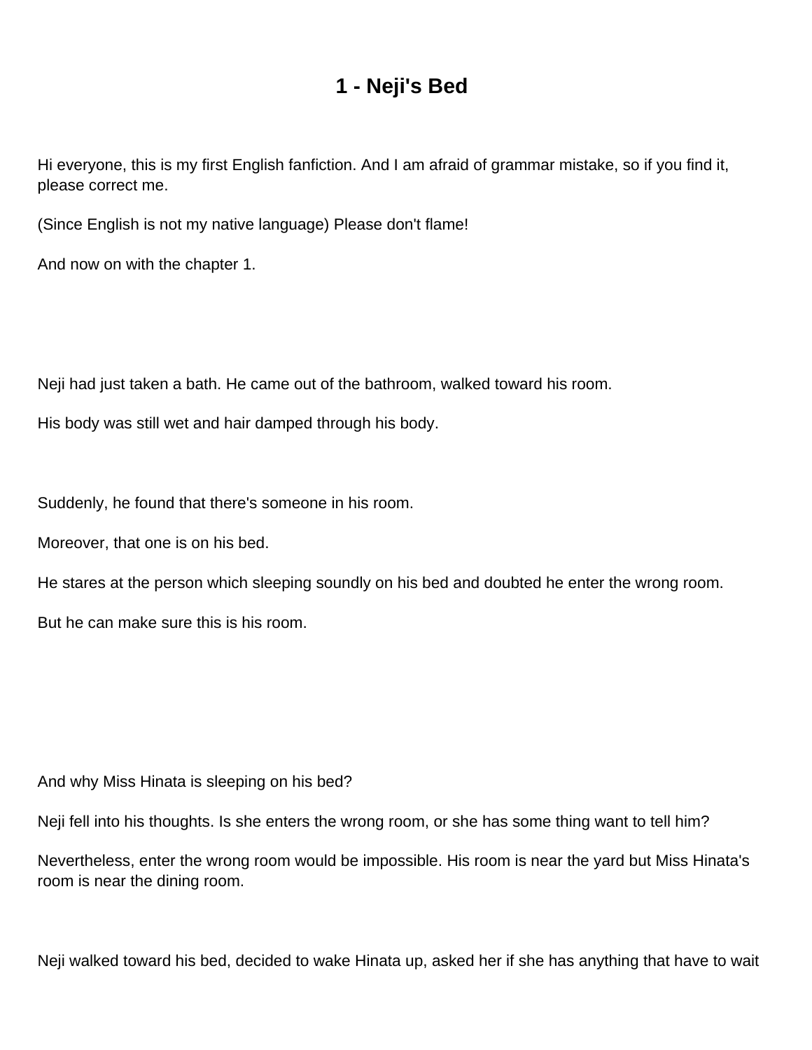# 1 - Neji's Bed

Hi everyone, this is my first English fanfiction. And I am afraid of grammar mistake, so if you find it, please correct me.

(Since English is not my native language) Please don't flame!

And now on with the chapter 1.

Neji had just taken a bath. He came out of the bathroom, walked toward his room.

His body was still wet and hair damped through his body.

Suddenly, he found that there's someone in his room.

Moreover, that one is on his bed.

He stares at the person which sleeping soundly on his bed and doubted he enter the wrong room.

But he can make sure this is his room.

And why Miss Hinata is sleeping on his bed?

Neji fell into his thoughts. Is she enters the wrong room, or she has some thing want to tell him?

Nevertheless, enter the wrong room would be impossible. His room is near the yard but Miss Hinata's room is near the dining room.

Neji walked toward his bed, decided to wake Hinata up, asked her if she has anything that have to wait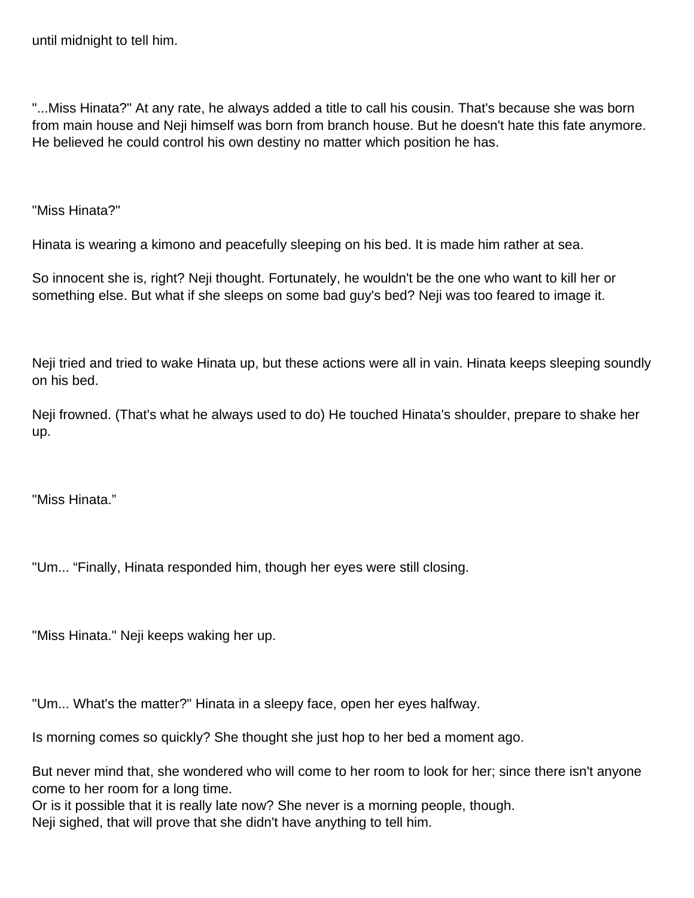until midnight to tell him.

"...Miss Hinata?" At any rate, he always added a title to call his cousin. That's because she was born from main house and Neji himself was born from branch house. But he doesn't hate this fate anymore. He believed he could control his own destiny no matter which position he has.

"Miss Hinata?"

Hinata is wearing a kimono and peacefully sleeping on his bed. It is made him rather at sea.

So innocent she is, right? Neji thought. Fortunately, he wouldn't be the one who want to kill her or something else. But what if she sleeps on some bad guy's bed? Neji was too feared to image it.

Neji tried and tried to wake Hinata up, but these actions were all in vain. Hinata keeps sleeping soundly on his bed.

Neji frowned. (That's what he always used to do) He touched Hinata's shoulder, prepare to shake her up.

"Miss Hinata."

"Um... "Finally, Hinata responded him, though her eyes were still closing.

"Miss Hinata." Neji keeps waking her up.

"Um... What's the matter?" Hinata in a sleepy face, open her eyes halfway.

Is morning comes so quickly? She thought she just hop to her bed a moment ago.

But never mind that, she wondered who will come to her room to look for her; since there isn't anyone come to her room for a long time.
Or is it possible that it is really late now? She never is a morning people, though.
Neji sighed, that will prove that she didn't have anything to tell him.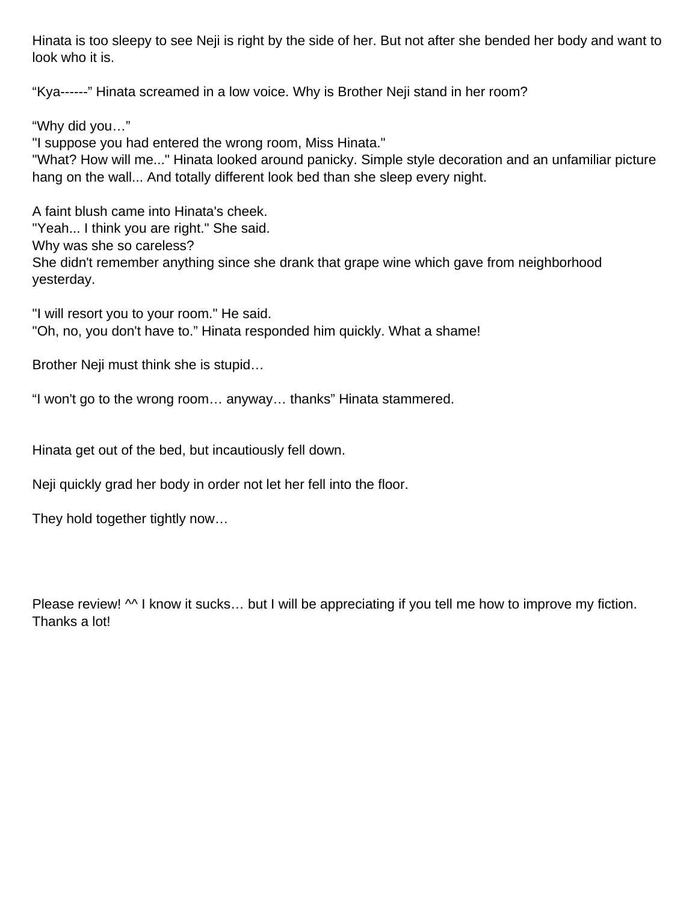Hinata is too sleepy to see Neji is right by the side of her. But not after she bended her body and want to look who it is.

“Kya------” Hinata screamed in a low voice. Why is Brother Neji stand in her room?

“Why did you…”
"I suppose you had entered the wrong room, Miss Hinata."
"What? How will me..." Hinata looked around panicky. Simple style decoration and an unfamiliar picture hang on the wall... And totally different look bed than she sleep every night.

A faint blush came into Hinata's cheek.
"Yeah... I think you are right." She said.
Why was she so careless?
She didn't remember anything since she drank that grape wine which gave from neighborhood yesterday.

"I will resort you to your room." He said.
"Oh, no, you don't have to.” Hinata responded him quickly. What a shame!

Brother Neji must think she is stupid…

“I won't go to the wrong room… anyway… thanks” Hinata stammered.

Hinata get out of the bed, but incautiously fell down.

Neji quickly grad her body in order not let her fell into the floor.

They hold together tightly now…

Please review! ^^ I know it sucks… but I will be appreciating if you tell me how to improve my fiction. Thanks a lot!